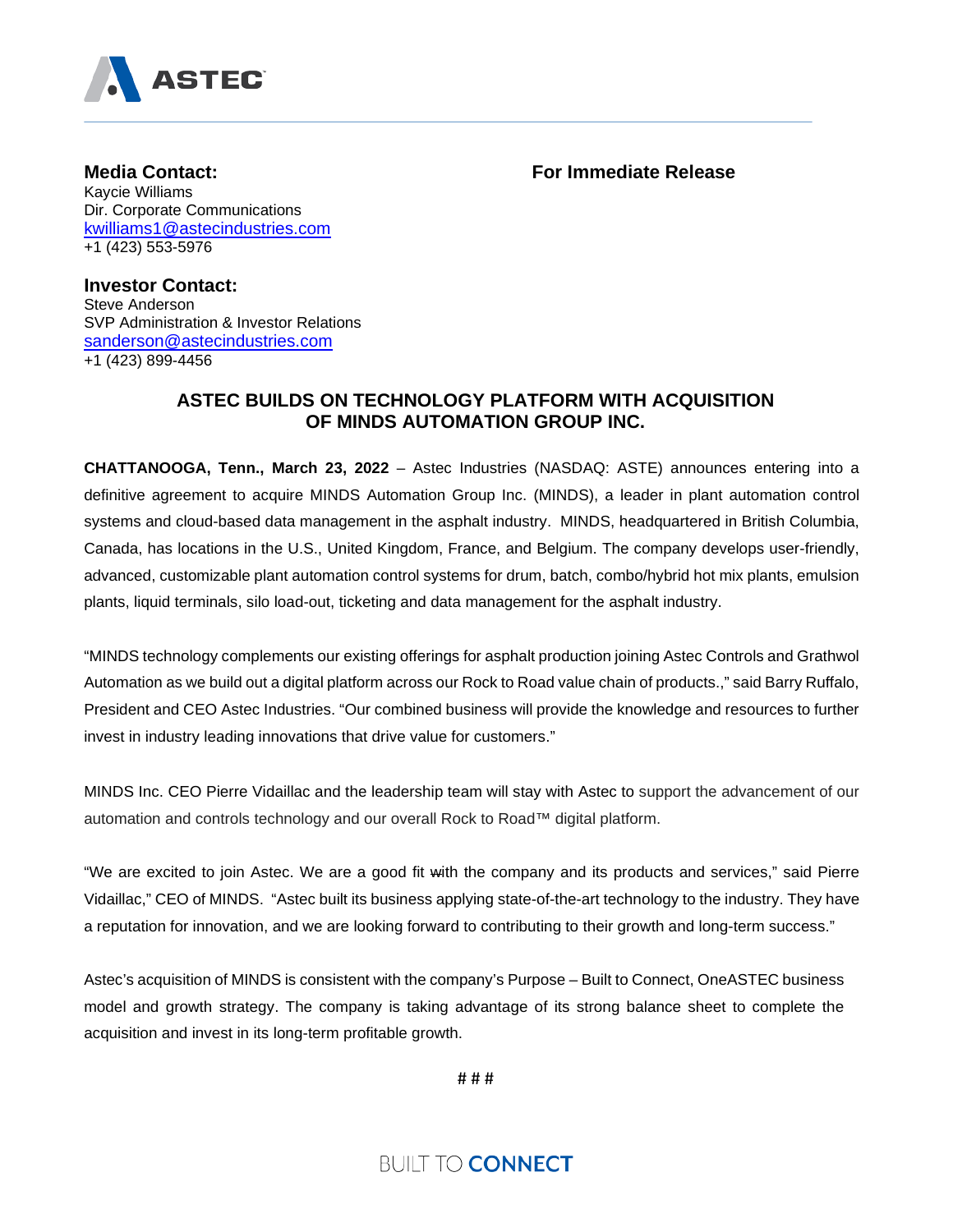**Media Contact:**
Kaycie Williams
Dir. Corporate Communications
kwilliams1@astecindustries.com
+1 (423) 553-5976

**For Immediate Release**

**Investor Contact:**
Steve Anderson
SVP Administration & Investor Relations
sanderson@astecindustries.com
+1 (423) 899-4456

## ASTEC BUILDS ON TECHNOLOGY PLATFORM WITH ACQUISITION OF MINDS AUTOMATION GROUP INC.

**CHATTANOOGA, Tenn., March 23, 2022** – Astec Industries (NASDAQ: ASTE) announces entering into a definitive agreement to acquire MINDS Automation Group Inc. (MINDS), a leader in plant automation control systems and cloud-based data management in the asphalt industry. MINDS, headquartered in British Columbia, Canada, has locations in the U.S., United Kingdom, France, and Belgium. The company develops user-friendly, advanced, customizable plant automation control systems for drum, batch, combo/hybrid hot mix plants, emulsion plants, liquid terminals, silo load-out, ticketing and data management for the asphalt industry.

"MINDS technology complements our existing offerings for asphalt production joining Astec Controls and Grathwol Automation as we build out a digital platform across our Rock to Road value chain of products.," said Barry Ruffalo, President and CEO Astec Industries. "Our combined business will provide the knowledge and resources to further invest in industry leading innovations that drive value for customers."

MINDS Inc. CEO Pierre Vidaillac and the leadership team will stay with Astec to support the advancement of our automation and controls technology and our overall Rock to Road™ digital platform.

"We are excited to join Astec. We are a good fit with the company and its products and services," said Pierre Vidaillac," CEO of MINDS. "Astec built its business applying state-of-the-art technology to the industry. They have a reputation for innovation, and we are looking forward to contributing to their growth and long-term success."

Astec's acquisition of MINDS is consistent with the company's Purpose – Built to Connect, OneASTEC business model and growth strategy. The company is taking advantage of its strong balance sheet to complete the acquisition and invest in its long-term profitable growth.

# # #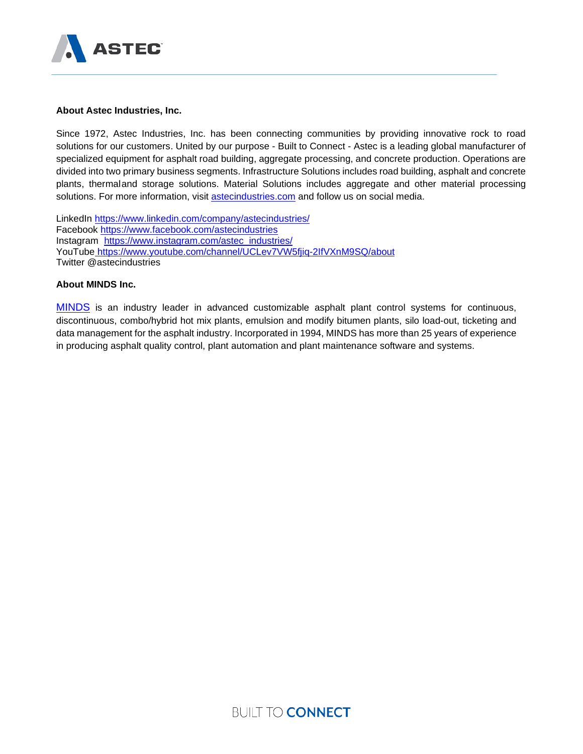**About Astec Industries, Inc.**

Since 1972, Astec Industries, Inc. has been connecting communities by providing innovative rock to road solutions for our customers. United by our purpose - Built to Connect - Astec is a leading global manufacturer of specialized equipment for asphalt road building, aggregate processing, and concrete production. Operations are divided into two primary business segments. Infrastructure Solutions includes road building, asphalt and concrete plants, thermaland storage solutions. Material Solutions includes aggregate and other material processing solutions. For more information, visit [astecindustries.com](astecindustries.com) and follow us on social media.

LinkedIn https://www.linkedin.com/company/astecindustries/
Facebook https://www.facebook.com/astecindustries
Instagram https://www.instagram.com/astec_industries/
YouTube https://www.youtube.com/channel/UCLev7VW5fjiq-2IfVXnM9SQ/about
Twitter @astecindustries

**About MINDS Inc.**

MINDS is an industry leader in advanced customizable asphalt plant control systems for continuous, discontinuous, combo/hybrid hot mix plants, emulsion and modify bitumen plants, silo load-out, ticketing and data management for the asphalt industry. Incorporated in 1994, MINDS has more than 25 years of experience in producing asphalt quality control, plant automation and plant maintenance software and systems.